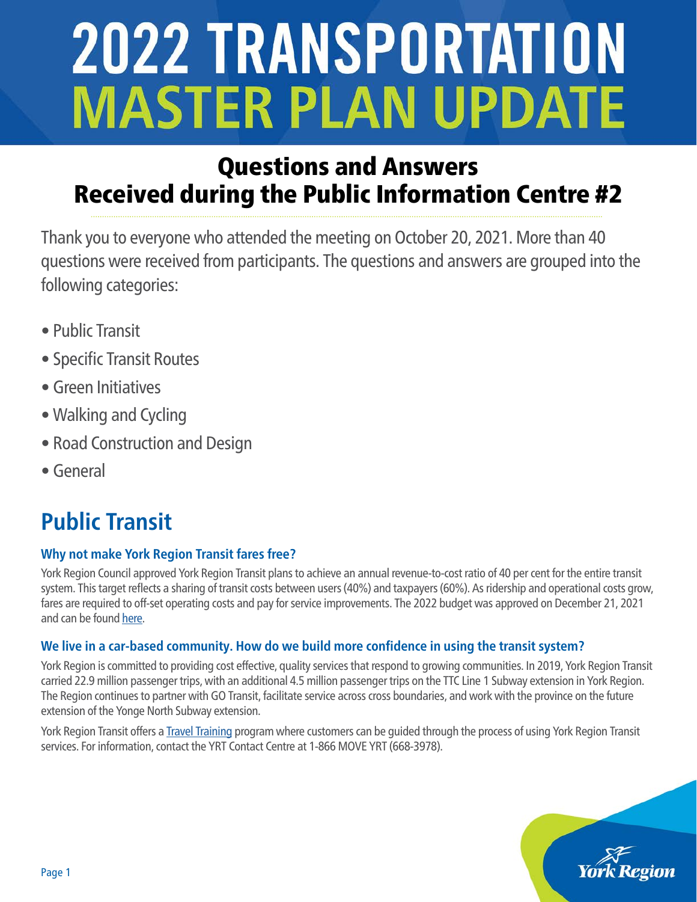# 2022 TRANSPORTATION MASTER PLAN UPDATE

## Questions and Answers Received during the Public Information Centre #2

Thank you to everyone who attended the meeting on October 20, 2021. More than 40 questions were received from participants. The questions and answers are grouped into the following categories:

- Public Transit
- Specific Transit Routes
- Green Initiatives
- Walking and Cycling
- Road Construction and Design
- General

## Public Transit

### Why not make York Region Transit fares free?

York Region Council approved York Region Transit plans to achieve an annual revenue-to-cost ratio of 40 per cent for the entire transit system. This target reflects a sharing of transit costs between users (40%) and taxpayers (60%). As ridership and operational costs grow, fares are required to off-set operating costs and pay for service improvements. The 2022 budget was approved on December 21, 2021 and can be found here.

### We live in a car-based community. How do we build more confidence in using the transit system?

York Region is committed to providing cost effective, quality services that respond to growing communities. In 2019, York Region Transit carried 22.9 million passenger trips, with an additional 4.5 million passenger trips on the TTC Line 1 Subway extension in York Region. The Region continues to partner with GO Transit, facilitate service across cross boundaries, and work with the province on the future extension of the Yonge North Subway extension.

York Region Transit offers a Travel Training program where customers can be guided through the process of using York Region Transit services. For information, contact the YRT Contact Centre at 1-866 MOVE YRT (668-3978).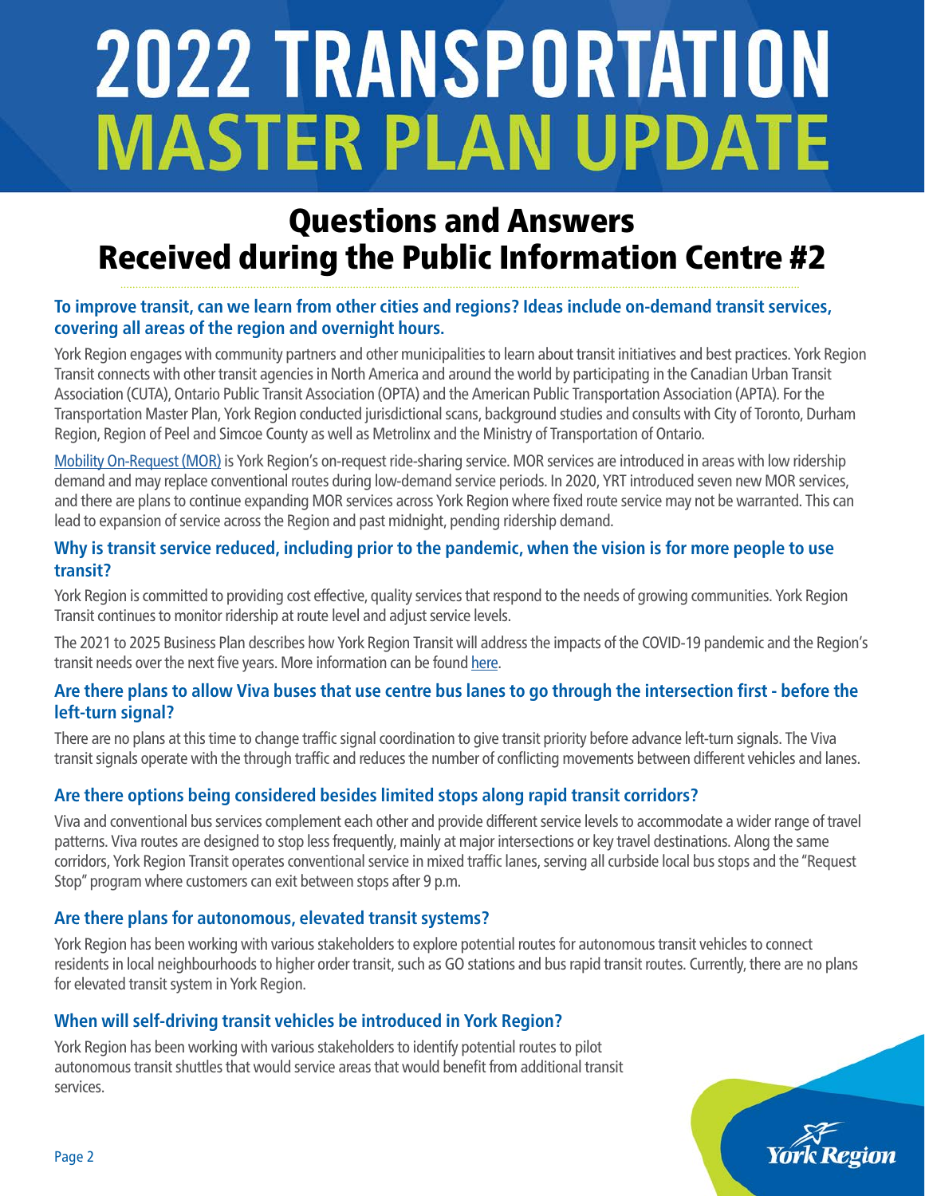# 2022 TRANSPORTATION MASTER PLAN UPDATE

## Questions and Answers Received during the Public Information Centre #2

### To improve transit, can we learn from other cities and regions? Ideas include on-demand transit services, covering all areas of the region and overnight hours.

York Region engages with community partners and other municipalities to learn about transit initiatives and best practices. York Region Transit connects with other transit agencies in North America and around the world by participating in the Canadian Urban Transit Association (CUTA), Ontario Public Transit Association (OPTA) and the American Public Transportation Association (APTA). For the Transportation Master Plan, York Region conducted jurisdictional scans, background studies and consults with City of Toronto, Durham Region, Region of Peel and Simcoe County as well as Metrolinx and the Ministry of Transportation of Ontario.

Mobility On-Request (MOR) is York Region's on-request ride-sharing service. MOR services are introduced in areas with low ridership demand and may replace conventional routes during low-demand service periods. In 2020, YRT introduced seven new MOR services, and there are plans to continue expanding MOR services across York Region where fixed route service may not be warranted. This can lead to expansion of service across the Region and past midnight, pending ridership demand.

### Why is transit service reduced, including prior to the pandemic, when the vision is for more people to use transit?

York Region is committed to providing cost effective, quality services that respond to the needs of growing communities. York Region Transit continues to monitor ridership at route level and adjust service levels.

The 2021 to 2025 Business Plan describes how York Region Transit will address the impacts of the COVID-19 pandemic and the Region's transit needs over the next five years. More information can be found here.

### Are there plans to allow Viva buses that use centre bus lanes to go through the intersection first - before the left-turn signal?

There are no plans at this time to change traffic signal coordination to give transit priority before advance left-turn signals. The Viva transit signals operate with the through traffic and reduces the number of conflicting movements between different vehicles and lanes.

### Are there options being considered besides limited stops along rapid transit corridors?

Viva and conventional bus services complement each other and provide different service levels to accommodate a wider range of travel patterns. Viva routes are designed to stop less frequently, mainly at major intersections or key travel destinations. Along the same corridors, York Region Transit operates conventional service in mixed traffic lanes, serving all curbside local bus stops and the "Request Stop" program where customers can exit between stops after 9 p.m.

### Are there plans for autonomous, elevated transit systems?

York Region has been working with various stakeholders to explore potential routes for autonomous transit vehicles to connect residents in local neighbourhoods to higher order transit, such as GO stations and bus rapid transit routes. Currently, there are no plans for elevated transit system in York Region.

### When will self-driving transit vehicles be introduced in York Region?

York Region has been working with various stakeholders to identify potential routes to pilot autonomous transit shuttles that would service areas that would benefit from additional transit services.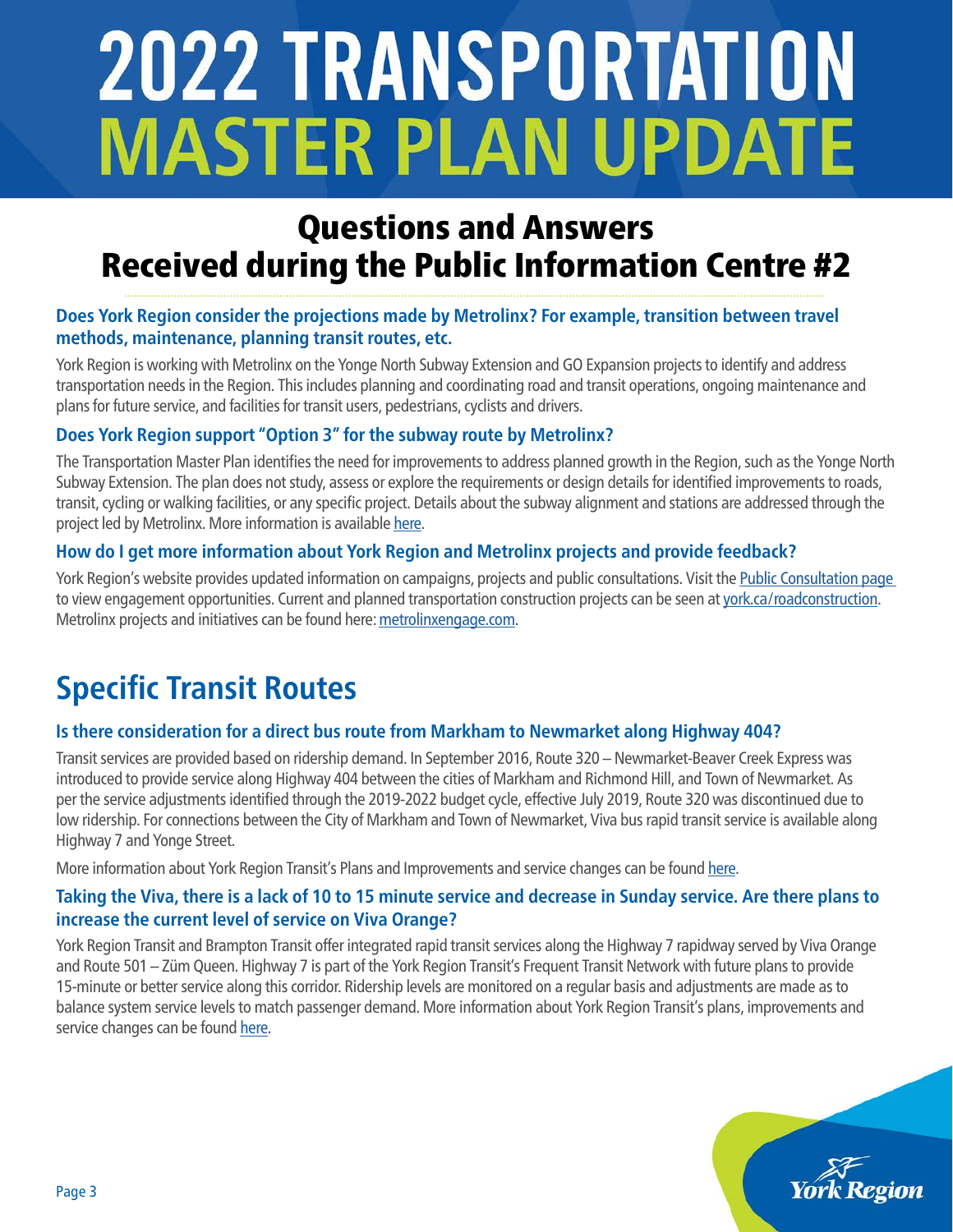# 2022 TRANSPORTATION MASTER PLAN UPDATE

## Questions and Answers Received during the Public Information Centre #2

### Does York Region consider the projections made by Metrolinx? For example, transition between travel methods, maintenance, planning transit routes, etc.

York Region is working with Metrolinx on the Yonge North Subway Extension and GO Expansion projects to identify and address transportation needs in the Region. This includes planning and coordinating road and transit operations, ongoing maintenance and plans for future service, and facilities for transit users, pedestrians, cyclists and drivers.

### Does York Region support "Option 3" for the subway route by Metrolinx?

The Transportation Master Plan identifies the need for improvements to address planned growth in the Region, such as the Yonge North Subway Extension. The plan does not study, assess or explore the requirements or design details for identified improvements to roads, transit, cycling or walking facilities, or any specific project. Details about the subway alignment and stations are addressed through the project led by Metrolinx. More information is available here.

### How do I get more information about York Region and Metrolinx projects and provide feedback?

York Region's website provides updated information on campaigns, projects and public consultations. Visit the Public Consultation page to view engagement opportunities. Current and planned transportation construction projects can be seen at york.ca/roadconstruction. Metrolinx projects and initiatives can be found here: metrolinxengage.com.

## Specific Transit Routes

### Is there consideration for a direct bus route from Markham to Newmarket along Highway 404?

Transit services are provided based on ridership demand. In September 2016, Route 320 – Newmarket-Beaver Creek Express was introduced to provide service along Highway 404 between the cities of Markham and Richmond Hill, and Town of Newmarket. As per the service adjustments identified through the 2019-2022 budget cycle, effective July 2019, Route 320 was discontinued due to low ridership. For connections between the City of Markham and Town of Newmarket, Viva bus rapid transit service is available along Highway 7 and Yonge Street.

More information about York Region Transit's Plans and Improvements and service changes can be found here.

### Taking the Viva, there is a lack of 10 to 15 minute service and decrease in Sunday service. Are there plans to increase the current level of service on Viva Orange?

York Region Transit and Brampton Transit offer integrated rapid transit services along the Highway 7 rapidway served by Viva Orange and Route 501 – Züm Queen. Highway 7 is part of the York Region Transit's Frequent Transit Network with future plans to provide 15-minute or better service along this corridor. Ridership levels are monitored on a regular basis and adjustments are made as to balance system service levels to match passenger demand. More information about York Region Transit's plans, improvements and service changes can be found here.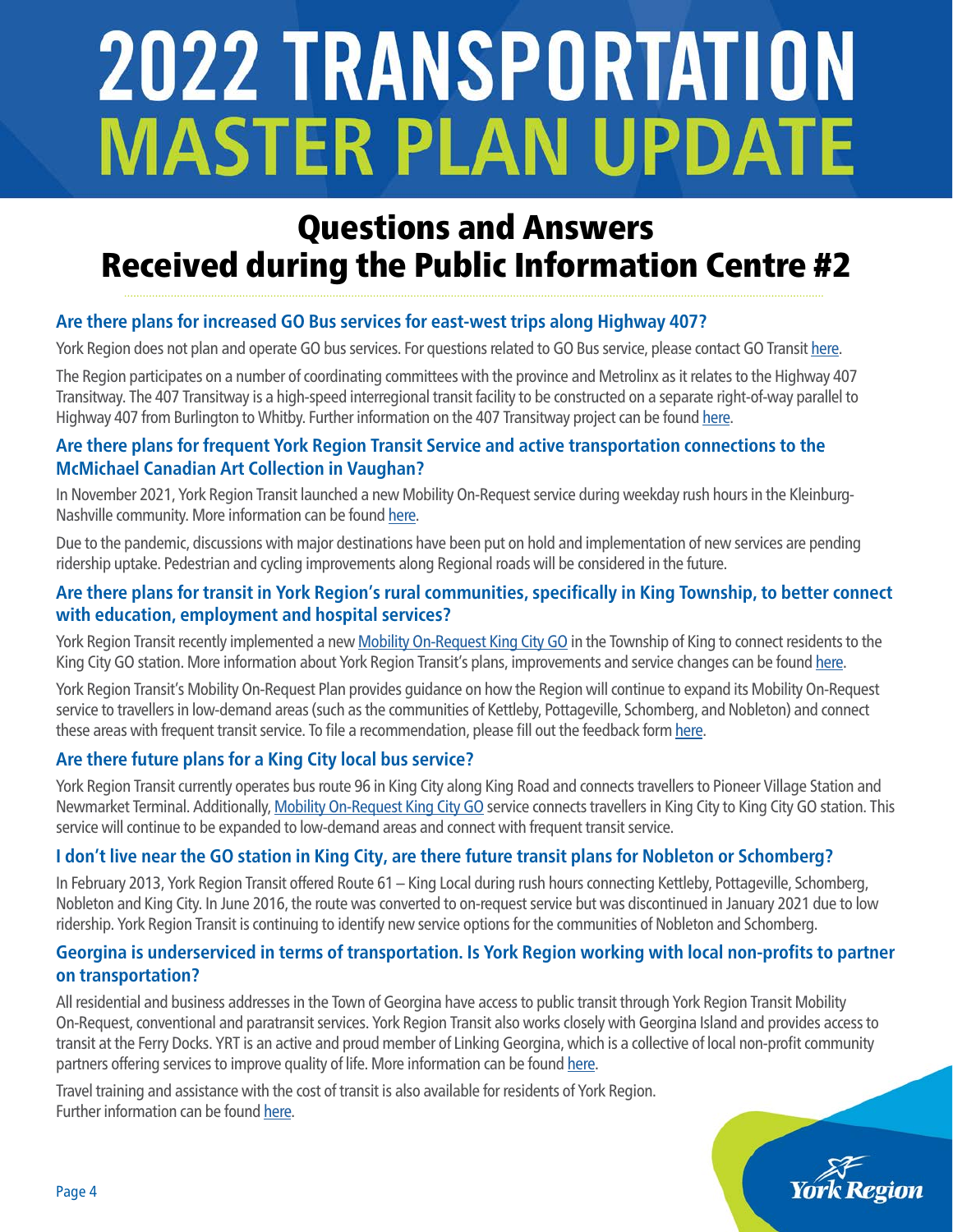# 2022 TRANSPORTATION MASTER PLAN UPDATE

## Questions and Answers Received during the Public Information Centre #2

### Are there plans for increased GO Bus services for east-west trips along Highway 407?

York Region does not plan and operate GO bus services. For questions related to GO Bus service, please contact GO Transit here.

The Region participates on a number of coordinating committees with the province and Metrolinx as it relates to the Highway 407 Transitway. The 407 Transitway is a high-speed interregional transit facility to be constructed on a separate right-of-way parallel to Highway 407 from Burlington to Whitby. Further information on the 407 Transitway project can be found here.

### Are there plans for frequent York Region Transit Service and active transportation connections to the McMichael Canadian Art Collection in Vaughan?

In November 2021, York Region Transit launched a new Mobility On-Request service during weekday rush hours in the Kleinburg-Nashville community. More information can be found here.

Due to the pandemic, discussions with major destinations have been put on hold and implementation of new services are pending ridership uptake. Pedestrian and cycling improvements along Regional roads will be considered in the future.

### Are there plans for transit in York Region's rural communities, specifically in King Township, to better connect with education, employment and hospital services?

York Region Transit recently implemented a new Mobility On-Request King City GO in the Township of King to connect residents to the King City GO station. More information about York Region Transit's plans, improvements and service changes can be found here.

York Region Transit's Mobility On-Request Plan provides guidance on how the Region will continue to expand its Mobility On-Request service to travellers in low-demand areas (such as the communities of Kettleby, Pottageville, Schomberg, and Nobleton) and connect these areas with frequent transit service. To file a recommendation, please fill out the feedback form here.

### Are there future plans for a King City local bus service?

York Region Transit currently operates bus route 96 in King City along King Road and connects travellers to Pioneer Village Station and Newmarket Terminal. Additionally, Mobility On-Request King City GO service connects travellers in King City to King City GO station. This service will continue to be expanded to low-demand areas and connect with frequent transit service.

### I don't live near the GO station in King City, are there future transit plans for Nobleton or Schomberg?

In February 2013, York Region Transit offered Route 61 – King Local during rush hours connecting Kettleby, Pottageville, Schomberg, Nobleton and King City. In June 2016, the route was converted to on-request service but was discontinued in January 2021 due to low ridership. York Region Transit is continuing to identify new service options for the communities of Nobleton and Schomberg.

### Georgina is underserviced in terms of transportation. Is York Region working with local non-profits to partner on transportation?

All residential and business addresses in the Town of Georgina have access to public transit through York Region Transit Mobility On-Request, conventional and paratransit services. York Region Transit also works closely with Georgina Island and provides access to transit at the Ferry Docks. YRT is an active and proud member of Linking Georgina, which is a collective of local non-profit community partners offering services to improve quality of life. More information can be found here.

Travel training and assistance with the cost of transit is also available for residents of York Region. Further information can be found here.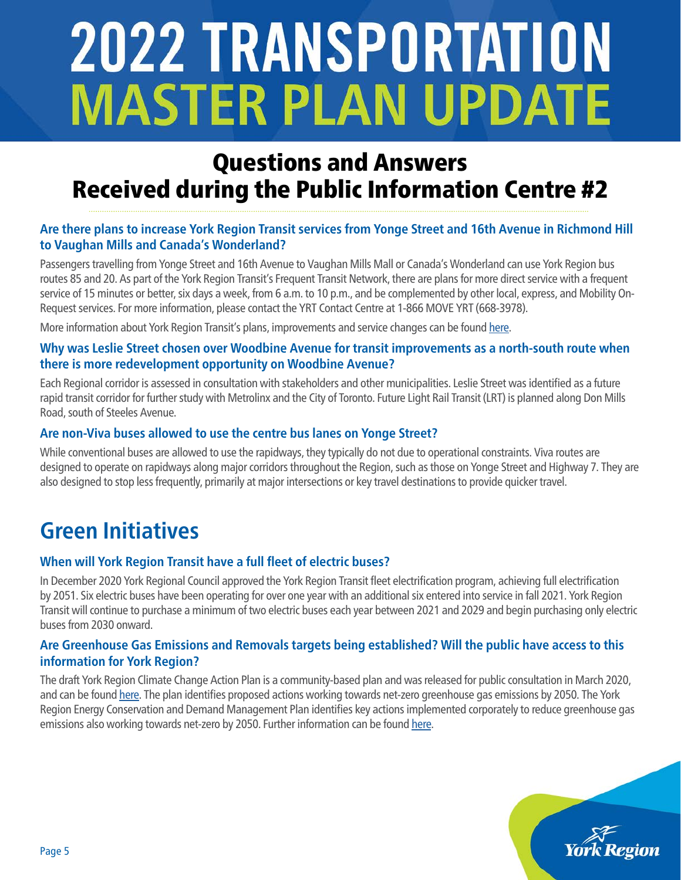# 2022 TRANSPORTATION MASTER PLAN UPDATE

## Questions and Answers Received during the Public Information Centre #2

### Are there plans to increase York Region Transit services from Yonge Street and 16th Avenue in Richmond Hill to Vaughan Mills and Canada's Wonderland?

Passengers travelling from Yonge Street and 16th Avenue to Vaughan Mills Mall or Canada's Wonderland can use York Region bus routes 85 and 20. As part of the York Region Transit's Frequent Transit Network, there are plans for more direct service with a frequent service of 15 minutes or better, six days a week, from 6 a.m. to 10 p.m., and be complemented by other local, express, and Mobility On-Request services. For more information, please contact the YRT Contact Centre at 1-866 MOVE YRT (668-3978).

More information about York Region Transit's plans, improvements and service changes can be found here.

### Why was Leslie Street chosen over Woodbine Avenue for transit improvements as a north-south route when there is more redevelopment opportunity on Woodbine Avenue?

Each Regional corridor is assessed in consultation with stakeholders and other municipalities. Leslie Street was identified as a future rapid transit corridor for further study with Metrolinx and the City of Toronto. Future Light Rail Transit (LRT) is planned along Don Mills Road, south of Steeles Avenue.

### Are non-Viva buses allowed to use the centre bus lanes on Yonge Street?

While conventional buses are allowed to use the rapidways, they typically do not due to operational constraints. Viva routes are designed to operate on rapidways along major corridors throughout the Region, such as those on Yonge Street and Highway 7. They are also designed to stop less frequently, primarily at major intersections or key travel destinations to provide quicker travel.

## Green Initiatives

### When will York Region Transit have a full fleet of electric buses?

In December 2020 York Regional Council approved the York Region Transit fleet electrification program, achieving full electrification by 2051. Six electric buses have been operating for over one year with an additional six entered into service in fall 2021. York Region Transit will continue to purchase a minimum of two electric buses each year between 2021 and 2029 and begin purchasing only electric buses from 2030 onward.

### Are Greenhouse Gas Emissions and Removals targets being established? Will the public have access to this information for York Region?

The draft York Region Climate Change Action Plan is a community-based plan and was released for public consultation in March 2020, and can be found here. The plan identifies proposed actions working towards net-zero greenhouse gas emissions by 2050. The York Region Energy Conservation and Demand Management Plan identifies key actions implemented corporately to reduce greenhouse gas emissions also working towards net-zero by 2050. Further information can be found here.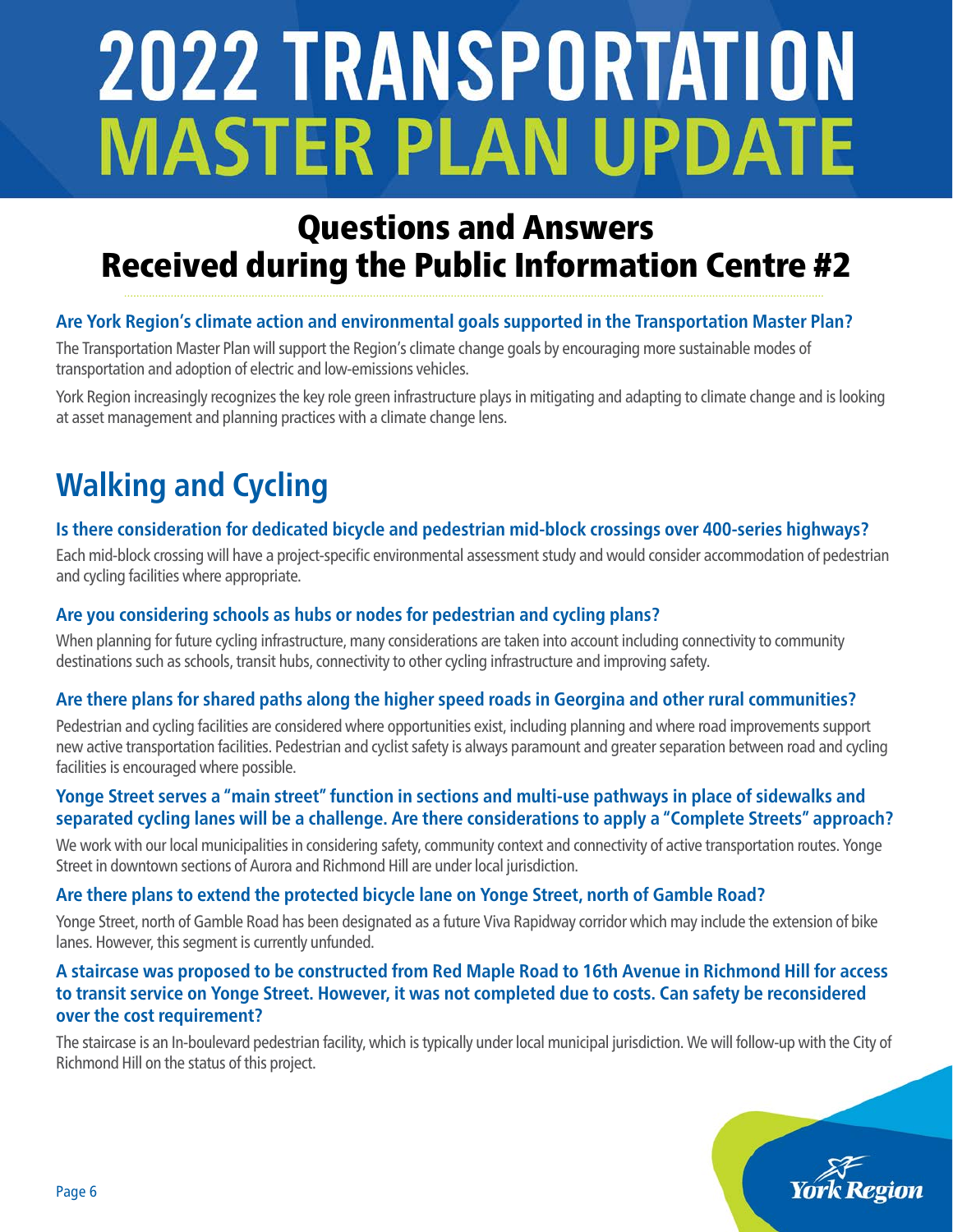# 2022 TRANSPORTATION MASTER PLAN UPDATE

## Questions and Answers Received during the Public Information Centre #2

### Are York Region's climate action and environmental goals supported in the Transportation Master Plan?

The Transportation Master Plan will support the Region's climate change goals by encouraging more sustainable modes of transportation and adoption of electric and low-emissions vehicles.

York Region increasingly recognizes the key role green infrastructure plays in mitigating and adapting to climate change and is looking at asset management and planning practices with a climate change lens.

## Walking and Cycling

### Is there consideration for dedicated bicycle and pedestrian mid-block crossings over 400-series highways?

Each mid-block crossing will have a project-specific environmental assessment study and would consider accommodation of pedestrian and cycling facilities where appropriate.

### Are you considering schools as hubs or nodes for pedestrian and cycling plans?

When planning for future cycling infrastructure, many considerations are taken into account including connectivity to community destinations such as schools, transit hubs, connectivity to other cycling infrastructure and improving safety.

### Are there plans for shared paths along the higher speed roads in Georgina and other rural communities?

Pedestrian and cycling facilities are considered where opportunities exist, including planning and where road improvements support new active transportation facilities. Pedestrian and cyclist safety is always paramount and greater separation between road and cycling facilities is encouraged where possible.

### Yonge Street serves a "main street" function in sections and multi-use pathways in place of sidewalks and separated cycling lanes will be a challenge. Are there considerations to apply a "Complete Streets" approach?

We work with our local municipalities in considering safety, community context and connectivity of active transportation routes. Yonge Street in downtown sections of Aurora and Richmond Hill are under local jurisdiction.

### Are there plans to extend the protected bicycle lane on Yonge Street, north of Gamble Road?

Yonge Street, north of Gamble Road has been designated as a future Viva Rapidway corridor which may include the extension of bike lanes. However, this segment is currently unfunded.

### A staircase was proposed to be constructed from Red Maple Road to 16th Avenue in Richmond Hill for access to transit service on Yonge Street. However, it was not completed due to costs. Can safety be reconsidered over the cost requirement?

The staircase is an In-boulevard pedestrian facility, which is typically under local municipal jurisdiction. We will follow-up with the City of Richmond Hill on the status of this project.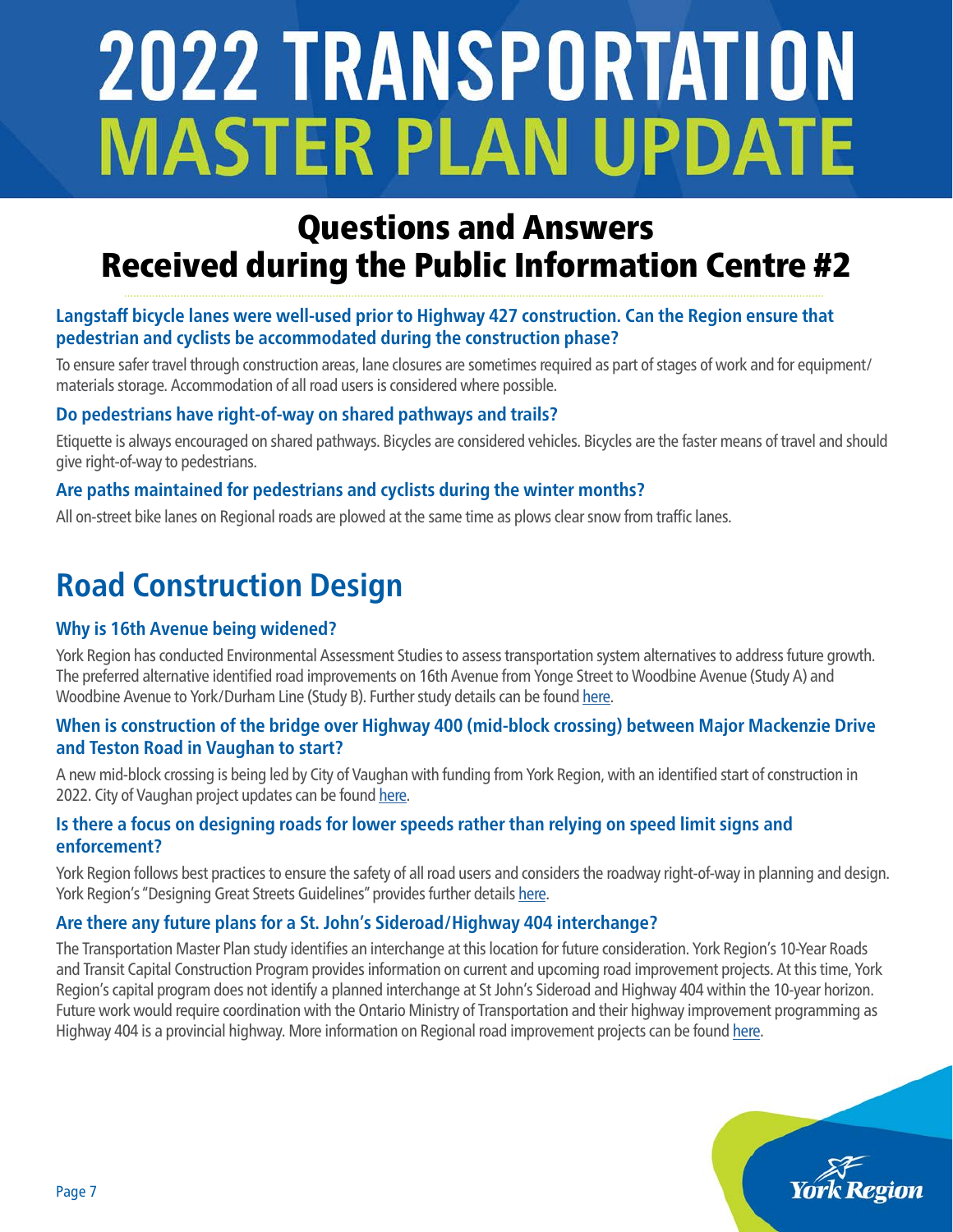# 2022 TRANSPORTATION MASTER PLAN UPDATE

## Questions and Answers Received during the Public Information Centre #2

### Langstaff bicycle lanes were well-used prior to Highway 427 construction. Can the Region ensure that pedestrian and cyclists be accommodated during the construction phase?

To ensure safer travel through construction areas, lane closures are sometimes required as part of stages of work and for equipment/materials storage. Accommodation of all road users is considered where possible.

### Do pedestrians have right-of-way on shared pathways and trails?

Etiquette is always encouraged on shared pathways. Bicycles are considered vehicles. Bicycles are the faster means of travel and should give right-of-way to pedestrians.

### Are paths maintained for pedestrians and cyclists during the winter months?

All on-street bike lanes on Regional roads are plowed at the same time as plows clear snow from traffic lanes.

## Road Construction Design

### Why is 16th Avenue being widened?

York Region has conducted Environmental Assessment Studies to assess transportation system alternatives to address future growth. The preferred alternative identified road improvements on 16th Avenue from Yonge Street to Woodbine Avenue (Study A) and Woodbine Avenue to York/Durham Line (Study B). Further study details can be found here.

### When is construction of the bridge over Highway 400 (mid-block crossing) between Major Mackenzie Drive and Teston Road in Vaughan to start?

A new mid-block crossing is being led by City of Vaughan with funding from York Region, with an identified start of construction in 2022. City of Vaughan project updates can be found here.

### Is there a focus on designing roads for lower speeds rather than relying on speed limit signs and enforcement?

York Region follows best practices to ensure the safety of all road users and considers the roadway right-of-way in planning and design. York Region's "Designing Great Streets Guidelines" provides further details here.

### Are there any future plans for a St. John's Sideroad/Highway 404 interchange?

The Transportation Master Plan study identifies an interchange at this location for future consideration. York Region's 10-Year Roads and Transit Capital Construction Program provides information on current and upcoming road improvement projects. At this time, York Region's capital program does not identify a planned interchange at St John's Sideroad and Highway 404 within the 10-year horizon. Future work would require coordination with the Ontario Ministry of Transportation and their highway improvement programming as Highway 404 is a provincial highway. More information on Regional road improvement projects can be found here.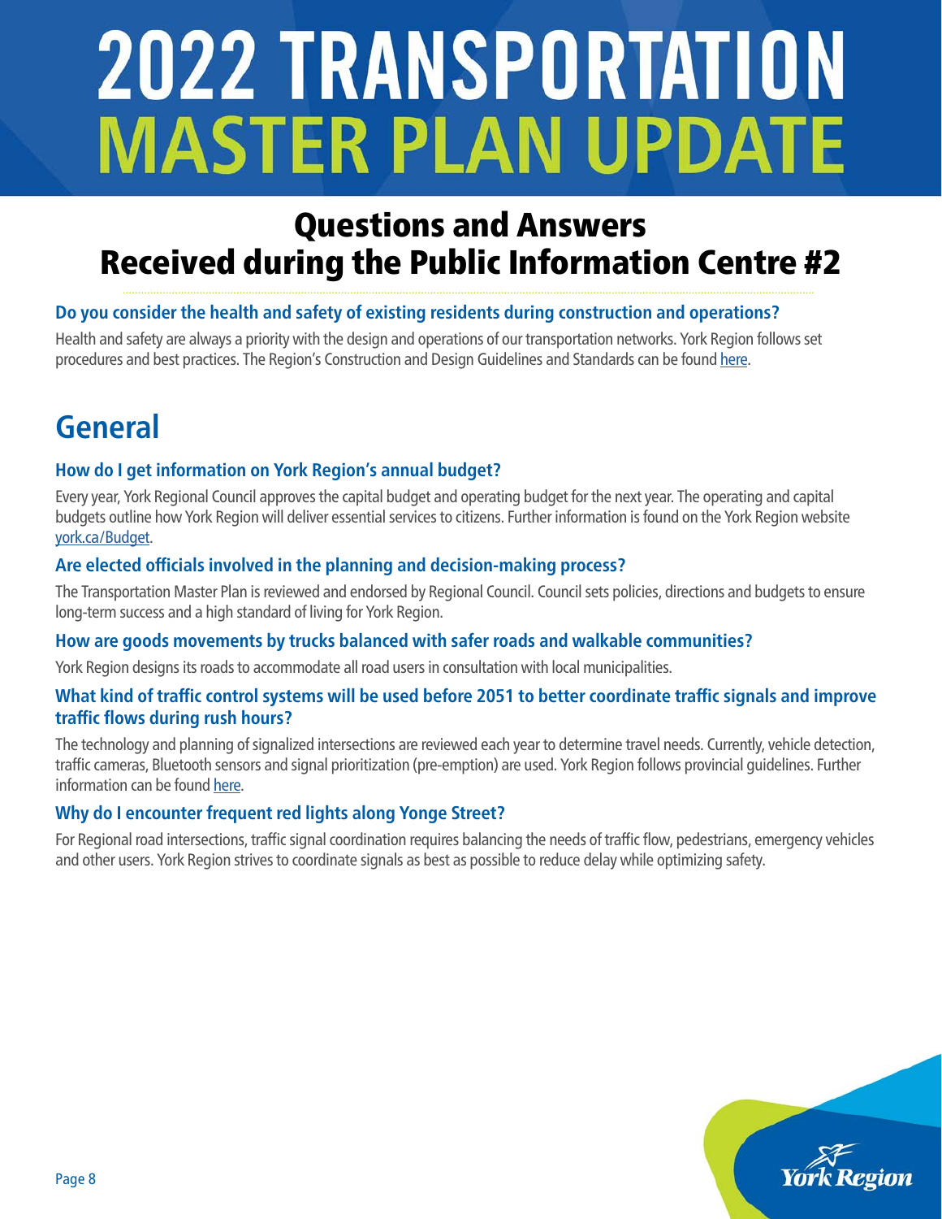# 2022 TRANSPORTATION MASTER PLAN UPDATE

## Questions and Answers Received during the Public Information Centre #2

### Do you consider the health and safety of existing residents during construction and operations?

Health and safety are always a priority with the design and operations of our transportation networks. York Region follows set procedures and best practices. The Region's Construction and Design Guidelines and Standards can be found here.

## General

### How do I get information on York Region's annual budget?

Every year, York Regional Council approves the capital budget and operating budget for the next year. The operating and capital budgets outline how York Region will deliver essential services to citizens. Further information is found on the York Region website york.ca/Budget.

### Are elected officials involved in the planning and decision-making process?

The Transportation Master Plan is reviewed and endorsed by Regional Council. Council sets policies, directions and budgets to ensure long-term success and a high standard of living for York Region.

### How are goods movements by trucks balanced with safer roads and walkable communities?

York Region designs its roads to accommodate all road users in consultation with local municipalities.

### What kind of traffic control systems will be used before 2051 to better coordinate traffic signals and improve traffic flows during rush hours?

The technology and planning of signalized intersections are reviewed each year to determine travel needs. Currently, vehicle detection, traffic cameras, Bluetooth sensors and signal prioritization (pre-emption) are used. York Region follows provincial guidelines. Further information can be found here.

### Why do I encounter frequent red lights along Yonge Street?

For Regional road intersections, traffic signal coordination requires balancing the needs of traffic flow, pedestrians, emergency vehicles and other users. York Region strives to coordinate signals as best as possible to reduce delay while optimizing safety.